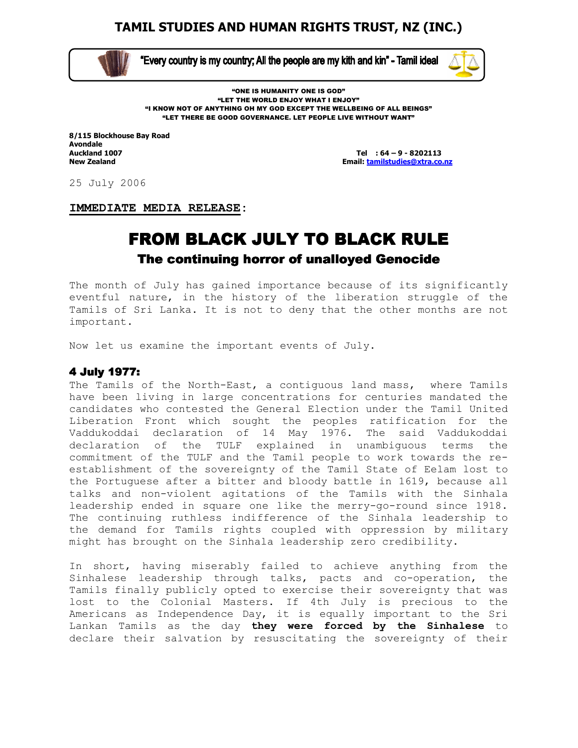# TAMIL STUDIES AND HUMAN RIGHTS TRUST, NZ (INC.)

"Every country is my country; All the people are my kith and kin" - Tamil ideal

**"ONE IS HUMANITY ONE IS GOD"**
**"LET THE WORLD ENJOY WHAT I ENJOY"**
**"I KNOW NOT OF ANYTHING OH MY GOD EXCEPT THE WELLBEING OF ALL BEINGS"**
**"LET THERE BE GOOD GOVERNANCE. LET PEOPLE LIVE WITHOUT WANT"**

**8/115 Blockhouse Bay Road**
**Avondale**
**Auckland 1007**
**New Zealand**

**Tel : 64 – 9 - 8202113**
**Email: tamilstudies@xtra.co.nz**

25 July 2006

**IMMEDIATE MEDIA RELEASE:**

# FROM BLACK JULY TO BLACK RULE

## The continuing horror of unalloyed Genocide

The month of July has gained importance because of its significantly eventful nature, in the history of the liberation struggle of the Tamils of Sri Lanka. It is not to deny that the other months are not important.

Now let us examine the important events of July.

### 4 July 1977:

The Tamils of the North-East, a contiguous land mass, where Tamils have been living in large concentrations for centuries mandated the candidates who contested the General Election under the Tamil United Liberation Front which sought the peoples ratification for the Vaddukoddai declaration of 14 May 1976. The said Vaddukoddai declaration of the TULF explained in unambiguous terms the commitment of the TULF and the Tamil people to work towards the re-establishment of the sovereignty of the Tamil State of Eelam lost to the Portuguese after a bitter and bloody battle in 1619, because all talks and non-violent agitations of the Tamils with the Sinhala leadership ended in square one like the merry-go-round since 1918. The continuing ruthless indifference of the Sinhala leadership to the demand for Tamils rights coupled with oppression by military might has brought on the Sinhala leadership zero credibility.

In short, having miserably failed to achieve anything from the Sinhalese leadership through talks, pacts and co-operation, the Tamils finally publicly opted to exercise their sovereignty that was lost to the Colonial Masters. If 4th July is precious to the Americans as Independence Day, it is equally important to the Sri Lankan Tamils as the day **they were forced by the Sinhalese** to declare their salvation by resuscitating the sovereignty of their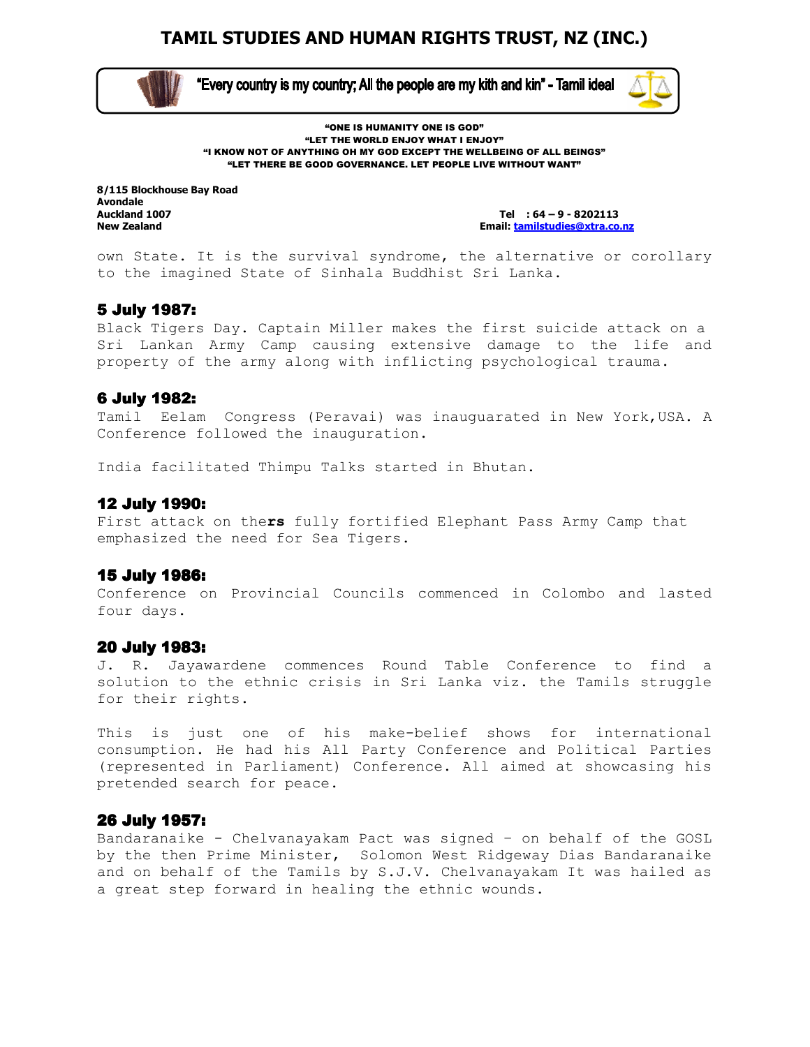own State. It is the survival syndrome, the alternative or corollary to the imagined State of Sinhala Buddhist Sri Lanka.

### 5 July 1987:

Black Tigers Day. Captain Miller makes the first suicide attack on a Sri Lankan Army Camp causing extensive damage to the life and property of the army along with inflicting psychological trauma.

### 6 July 1982:

Tamil Eelam Congress (Peravai) was inauguarated in New York,USA. A Conference followed the inauguration.

India facilitated Thimpu Talks started in Bhutan.

### 12 July 1990:

First attack on the**rs** fully fortified Elephant Pass Army Camp that emphasized the need for Sea Tigers.

### 15 July 1986:

Conference on Provincial Councils commenced in Colombo and lasted four days.

### 20 July 1983:

J. R. Jayawardene commences Round Table Conference to find a solution to the ethnic crisis in Sri Lanka viz. the Tamils struggle for their rights.

This is just one of his make-belief shows for international consumption. He had his All Party Conference and Political Parties (represented in Parliament) Conference. All aimed at showcasing his pretended search for peace.

### 26 July 1957:

Bandaranaike - Chelvanayakam Pact was signed – on behalf of the GOSL by the then Prime Minister, Solomon West Ridgeway Dias Bandaranaike and on behalf of the Tamils by S.J.V. Chelvanayakam It was hailed as a great step forward in healing the ethnic wounds.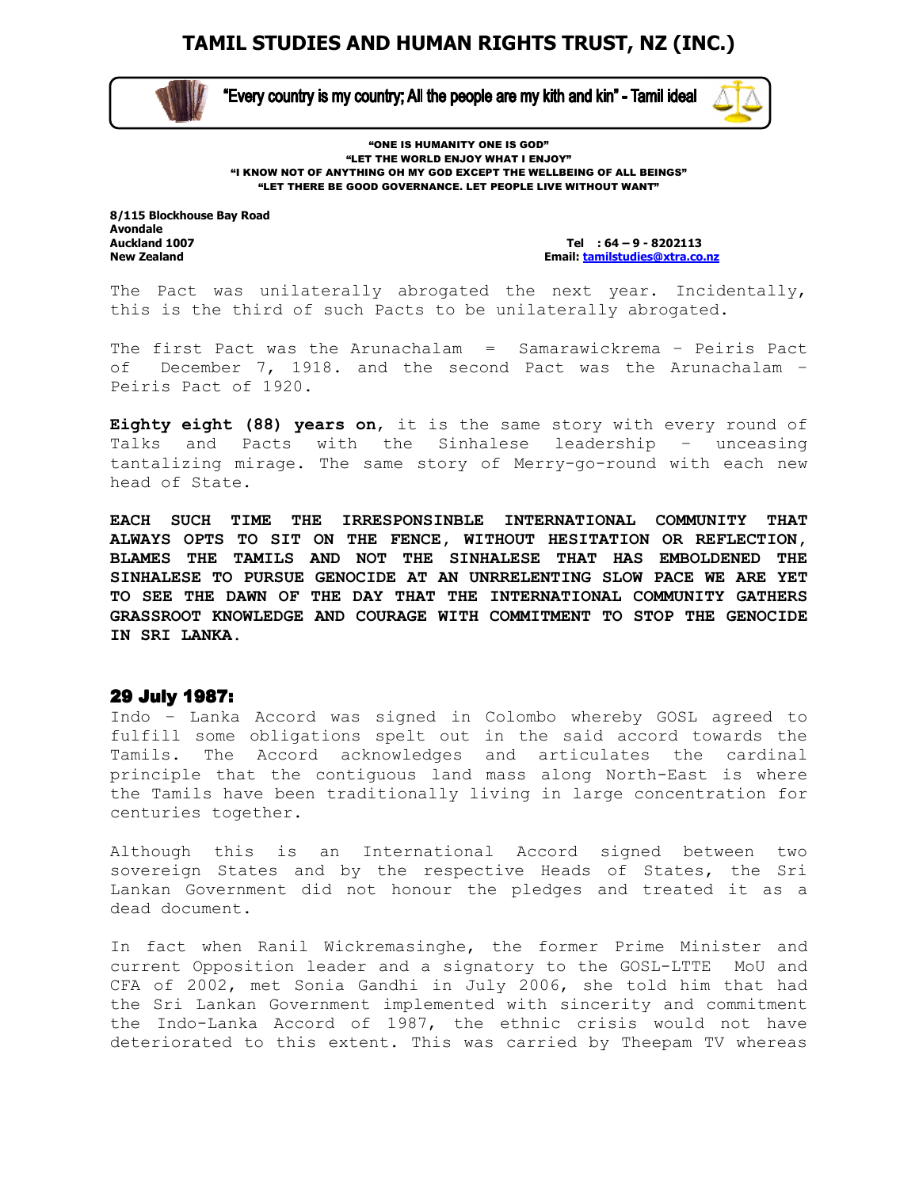The Pact was unilaterally abrogated the next year. Incidentally, this is the third of such Pacts to be unilaterally abrogated.

The first Pact was the Arunachalam = Samarawickrema – Peiris Pact of December 7, 1918. and the second Pact was the Arunachalam – Peiris Pact of 1920.

**Eighty eight (88) years on**, it is the same story with every round of Talks and Pacts with the Sinhalese leadership – unceasing tantalizing mirage. The same story of Merry-go-round with each new head of State.

**EACH SUCH TIME THE IRRESPONSINBLE INTERNATIONAL COMMUNITY THAT ALWAYS OPTS TO SIT ON THE FENCE, WITHOUT HESITATION OR REFLECTION, BLAMES THE TAMILS AND NOT THE SINHALESE THAT HAS EMBOLDENED THE SINHALESE TO PURSUE GENOCIDE AT AN UNRRELENTING SLOW PACE WE ARE YET TO SEE THE DAWN OF THE DAY THAT THE INTERNATIONAL COMMUNITY GATHERS GRASSROOT KNOWLEDGE AND COURAGE WITH COMMITMENT TO STOP THE GENOCIDE IN SRI LANKA.**

## 29 July 1987:

Indo – Lanka Accord was signed in Colombo whereby GOSL agreed to fulfill some obligations spelt out in the said accord towards the Tamils. The Accord acknowledges and articulates the cardinal principle that the contiguous land mass along North-East is where the Tamils have been traditionally living in large concentration for centuries together.

Although this is an International Accord signed between two sovereign States and by the respective Heads of States, the Sri Lankan Government did not honour the pledges and treated it as a dead document.

In fact when Ranil Wickremasinghe, the former Prime Minister and current Opposition leader and a signatory to the GOSL-LTTE MoU and CFA of 2002, met Sonia Gandhi in July 2006, she told him that had the Sri Lankan Government implemented with sincerity and commitment the Indo-Lanka Accord of 1987, the ethnic crisis would not have deteriorated to this extent. This was carried by Theepam TV whereas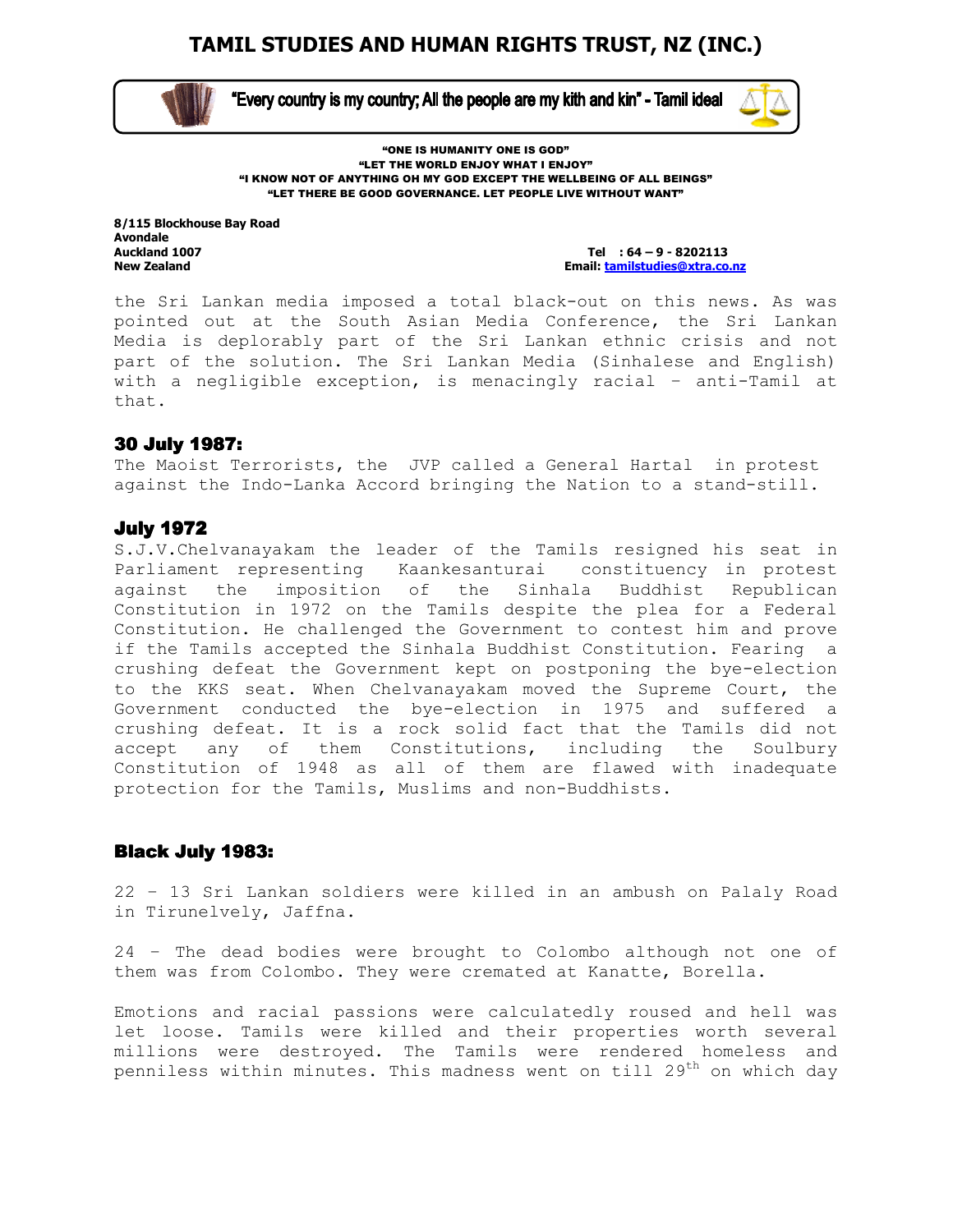the Sri Lankan media imposed a total black-out on this news. As was pointed out at the South Asian Media Conference, the Sri Lankan Media is deplorably part of the Sri Lankan ethnic crisis and not part of the solution. The Sri Lankan Media (Sinhalese and English) with a negligible exception, is menacingly racial – anti-Tamil at that.

## 30 July 1987:

The Maoist Terrorists, the JVP called a General Hartal in protest against the Indo-Lanka Accord bringing the Nation to a stand-still.

## July 1972

S.J.V.Chelvanayakam the leader of the Tamils resigned his seat in Parliament representing Kaankesanturai constituency in protest against the imposition of the Sinhala Buddhist Republican Constitution in 1972 on the Tamils despite the plea for a Federal Constitution. He challenged the Government to contest him and prove if the Tamils accepted the Sinhala Buddhist Constitution. Fearing a crushing defeat the Government kept on postponing the bye-election to the KKS seat. When Chelvanayakam moved the Supreme Court, the Government conducted the bye-election in 1975 and suffered a crushing defeat. It is a rock solid fact that the Tamils did not accept any of them Constitutions, including the Soulbury Constitution of 1948 as all of them are flawed with inadequate protection for the Tamils, Muslims and non-Buddhists.

## Black July 1983:

22 – 13 Sri Lankan soldiers were killed in an ambush on Palaly Road in Tirunelvely, Jaffna.

24 – The dead bodies were brought to Colombo although not one of them was from Colombo. They were cremated at Kanatte, Borella.

Emotions and racial passions were calculatedly roused and hell was let loose. Tamils were killed and their properties worth several millions were destroyed. The Tamils were rendered homeless and penniless within minutes. This madness went on till 29th on which day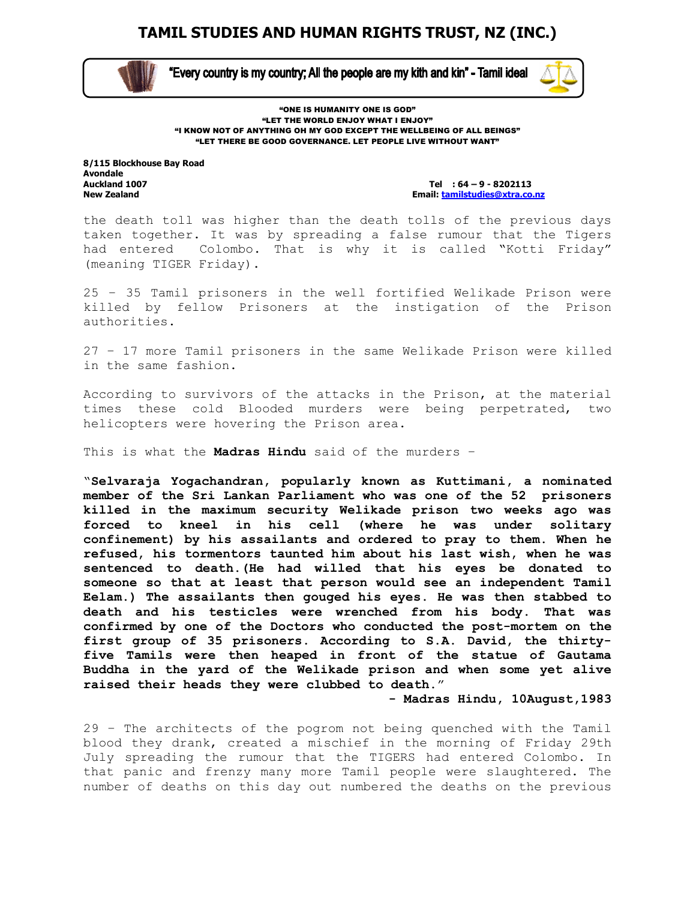the death toll was higher than the death tolls of the previous days taken together. It was by spreading a false rumour that the Tigers had entered Colombo. That is why it is called "Kotti Friday" (meaning TIGER Friday).

25 – 35 Tamil prisoners in the well fortified Welikade Prison were killed by fellow Prisoners at the instigation of the Prison authorities.

27 – 17 more Tamil prisoners in the same Welikade Prison were killed in the same fashion.

According to survivors of the attacks in the Prison, at the material times these cold Blooded murders were being perpetrated, two helicopters were hovering the Prison area.

This is what the **Madras Hindu** said of the murders –

**"Selvaraja Yogachandran, popularly known as Kuttimani, a nominated member of the Sri Lankan Parliament who was one of the 52 prisoners killed in the maximum security Welikade prison two weeks ago was forced to kneel in his cell (where he was under solitary confinement) by his assailants and ordered to pray to them. When he refused, his tormentors taunted him about his last wish, when he was sentenced to death.(He had willed that his eyes be donated to someone so that at least that person would see an independent Tamil Eelam.) The assailants then gouged his eyes. He was then stabbed to death and his testicles were wrenched from his body. That was confirmed by one of the Doctors who conducted the post-mortem on the first group of 35 prisoners. According to S.A. David, the thirty-five Tamils were then heaped in front of the statue of Gautama Buddha in the yard of the Welikade prison and when some yet alive raised their heads they were clubbed to death."**

**- Madras Hindu, 10August,1983**

29 – The architects of the pogrom not being quenched with the Tamil blood they drank, created a mischief in the morning of Friday 29th July spreading the rumour that the TIGERS had entered Colombo. In that panic and frenzy many more Tamil people were slaughtered. The number of deaths on this day out numbered the deaths on the previous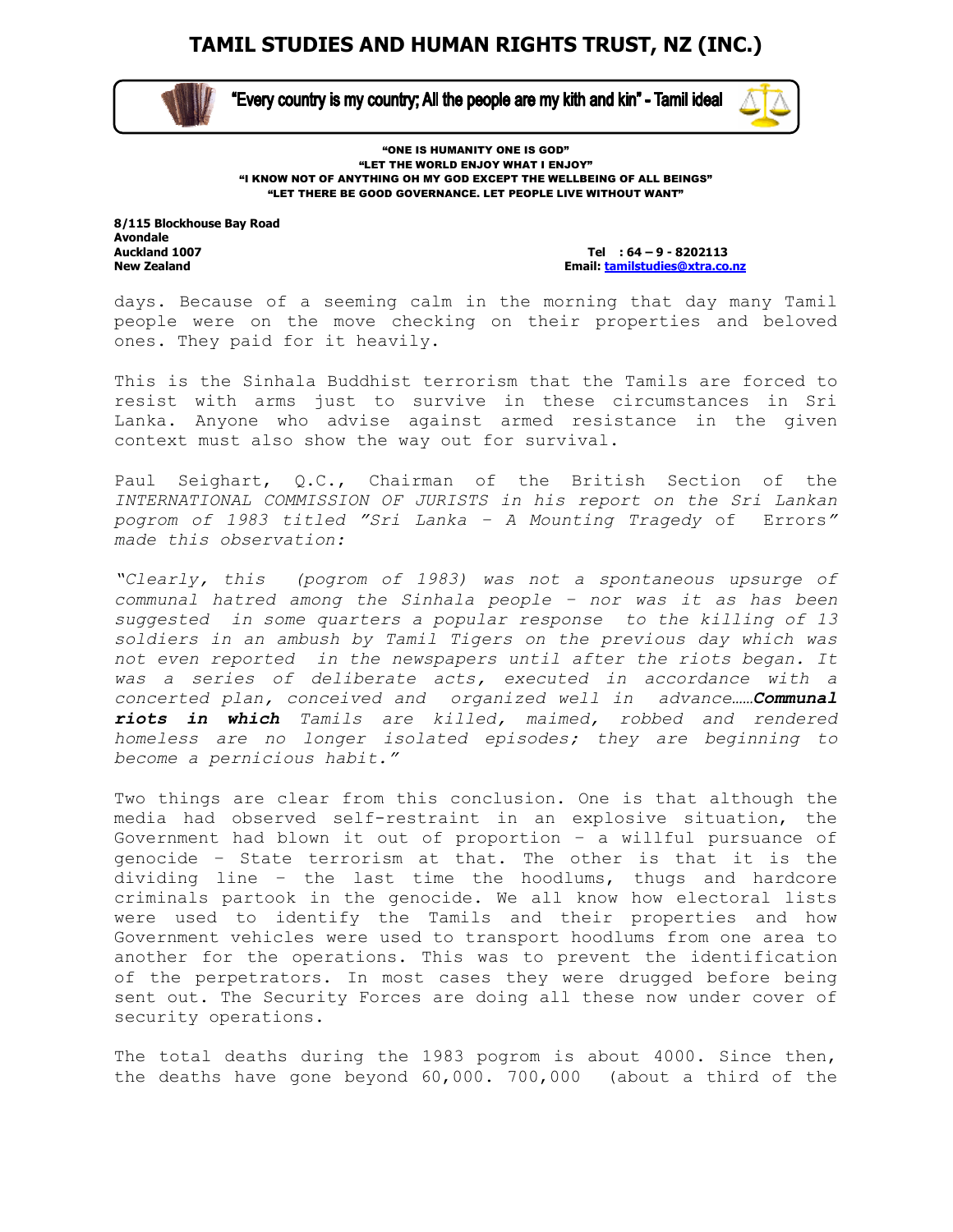days. Because of a seeming calm in the morning that day many Tamil people were on the move checking on their properties and beloved ones. They paid for it heavily.

This is the Sinhala Buddhist terrorism that the Tamils are forced to resist with arms just to survive in these circumstances in Sri Lanka. Anyone who advise against armed resistance in the given context must also show the way out for survival.

Paul Seighart, Q.C., Chairman of the British Section of the *INTERNATIONAL COMMISSION OF JURISTS in his report on the Sri Lankan pogrom of 1983 titled "Sri Lanka – A Mounting Tragedy of Errors" made this observation:*

*"Clearly, this (pogrom of 1983) was not a spontaneous upsurge of communal hatred among the Sinhala people – nor was it as has been suggested in some quarters a popular response to the killing of 13 soldiers in an ambush by Tamil Tigers on the previous day which was not even reported in the newspapers until after the riots began. It was a series of deliberate acts, executed in accordance with a concerted plan, conceived and organized well in advance……**Communal riots in which** Tamils are killed, maimed, robbed and rendered homeless are no longer isolated episodes; they are beginning to become a pernicious habit."*

Two things are clear from this conclusion. One is that although the media had observed self-restraint in an explosive situation, the Government had blown it out of proportion – a willful pursuance of genocide – State terrorism at that. The other is that it is the dividing line – the last time the hoodlums, thugs and hardcore criminals partook in the genocide. We all know how electoral lists were used to identify the Tamils and their properties and how Government vehicles were used to transport hoodlums from one area to another for the operations. This was to prevent the identification of the perpetrators. In most cases they were drugged before being sent out. The Security Forces are doing all these now under cover of security operations.

The total deaths during the 1983 pogrom is about 4000. Since then, the deaths have gone beyond 60,000. 700,000 (about a third of the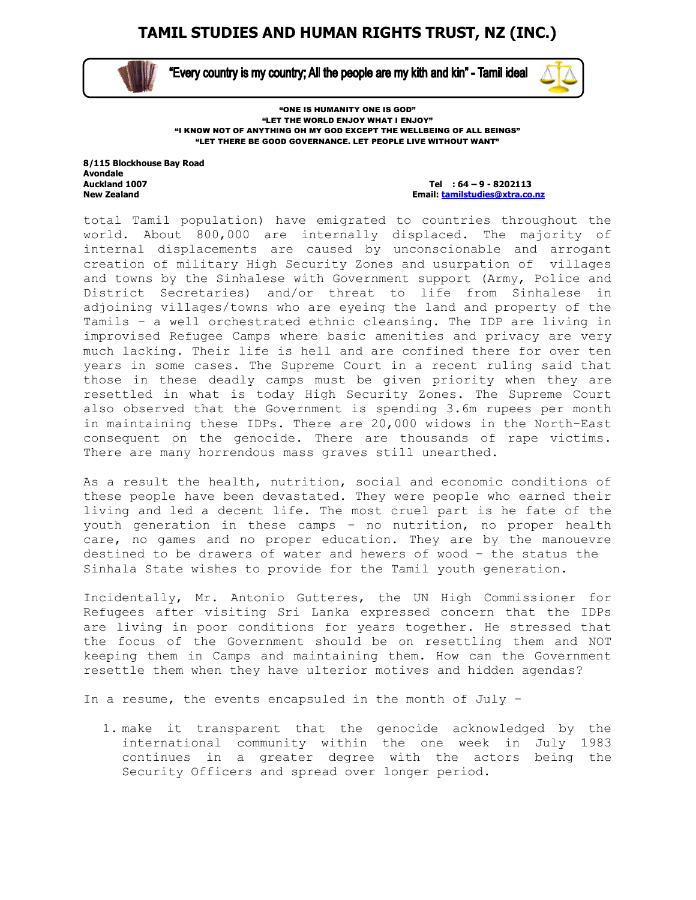total Tamil population) have emigrated to countries throughout the world. About 800,000 are internally displaced. The majority of internal displacements are caused by unconscionable and arrogant creation of military High Security Zones and usurpation of villages and towns by the Sinhalese with Government support (Army, Police and District Secretaries) and/or threat to life from Sinhalese in adjoining villages/towns who are eyeing the land and property of the Tamils – a well orchestrated ethnic cleansing. The IDP are living in improvised Refugee Camps where basic amenities and privacy are very much lacking. Their life is hell and are confined there for over ten years in some cases. The Supreme Court in a recent ruling said that those in these deadly camps must be given priority when they are resettled in what is today High Security Zones. The Supreme Court also observed that the Government is spending 3.6m rupees per month in maintaining these IDPs. There are 20,000 widows in the North-East consequent on the genocide. There are thousands of rape victims. There are many horrendous mass graves still unearthed.

As a result the health, nutrition, social and economic conditions of these people have been devastated. They were people who earned their living and led a decent life. The most cruel part is he fate of the youth generation in these camps – no nutrition, no proper health care, no games and no proper education. They are by the manouevre destined to be drawers of water and hewers of wood – the status the Sinhala State wishes to provide for the Tamil youth generation.

Incidentally, Mr. Antonio Gutteres, the UN High Commissioner for Refugees after visiting Sri Lanka expressed concern that the IDPs are living in poor conditions for years together. He stressed that the focus of the Government should be on resettling them and NOT keeping them in Camps and maintaining them. How can the Government resettle them when they have ulterior motives and hidden agendas?

In a resume, the events encapsuled in the month of July –

1. make it transparent that the genocide acknowledged by the international community within the one week in July 1983 continues in a greater degree with the actors being the Security Officers and spread over longer period.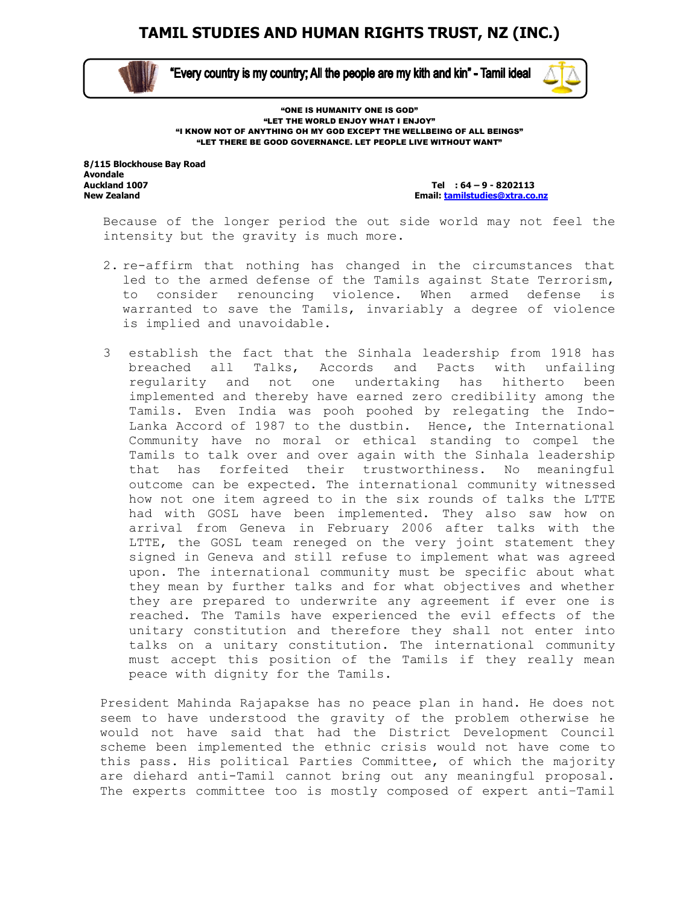Because of the longer period the out side world may not feel the intensity but the gravity is much more.

2. re-affirm that nothing has changed in the circumstances that led to the armed defense of the Tamils against State Terrorism, to consider renouncing violence. When armed defense is warranted to save the Tamils, invariably a degree of violence is implied and unavoidable.

3. establish the fact that the Sinhala leadership from 1918 has breached all Talks, Accords and Pacts with unfailing regularity and not one undertaking has hitherto been implemented and thereby have earned zero credibility among the Tamils. Even India was pooh poohed by relegating the Indo-Lanka Accord of 1987 to the dustbin. Hence, the International Community have no moral or ethical standing to compel the Tamils to talk over and over again with the Sinhala leadership that has forfeited their trustworthiness. No meaningful outcome can be expected. The international community witnessed how not one item agreed to in the six rounds of talks the LTTE had with GOSL have been implemented. They also saw how on arrival from Geneva in February 2006 after talks with the LTTE, the GOSL team reneged on the very joint statement they signed in Geneva and still refuse to implement what was agreed upon. The international community must be specific about what they mean by further talks and for what objectives and whether they are prepared to underwrite any agreement if ever one is reached. The Tamils have experienced the evil effects of the unitary constitution and therefore they shall not enter into talks on a unitary constitution. The international community must accept this position of the Tamils if they really mean peace with dignity for the Tamils.

President Mahinda Rajapakse has no peace plan in hand. He does not seem to have understood the gravity of the problem otherwise he would not have said that had the District Development Council scheme been implemented the ethnic crisis would not have come to this pass. His political Parties Committee, of which the majority are diehard anti-Tamil cannot bring out any meaningful proposal. The experts committee too is mostly composed of expert anti-Tamil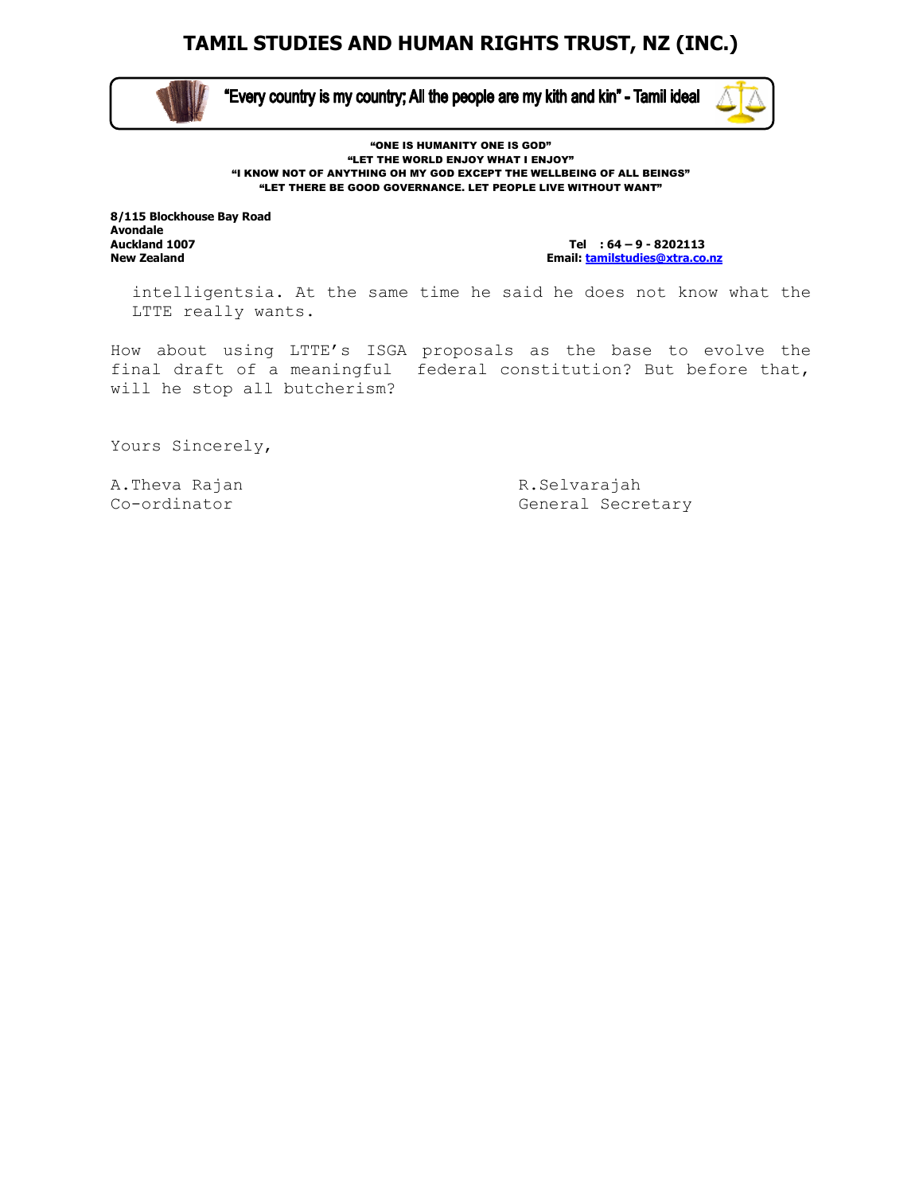# TAMIL STUDIES AND HUMAN RIGHTS TRUST, NZ (INC.)

"Every country is my country; All the people are my kith and kin" - Tamil ideal

**"ONE IS HUMANITY ONE IS GOD"**
**"LET THE WORLD ENJOY WHAT I ENJOY"**
**"I KNOW NOT OF ANYTHING OH MY GOD EXCEPT THE WELLBEING OF ALL BEINGS"**
**"LET THERE BE GOOD GOVERNANCE. LET PEOPLE LIVE WITHOUT WANT"**

**8/115 Blockhouse Bay Road**
**Avondale**
**Auckland 1007**
**New Zealand**

**Tel : 64 – 9 - 8202113**
**Email: tamilstudies@xtra.co.nz**

intelligentsia. At the same time he said he does not know what the LTTE really wants.

How about using LTTE's ISGA proposals as the base to evolve the final draft of a meaningful federal constitution? But before that, will he stop all butcherism?

Yours Sincerely,

A.Theva Rajan
Co-ordinator

R.Selvarajah
General Secretary